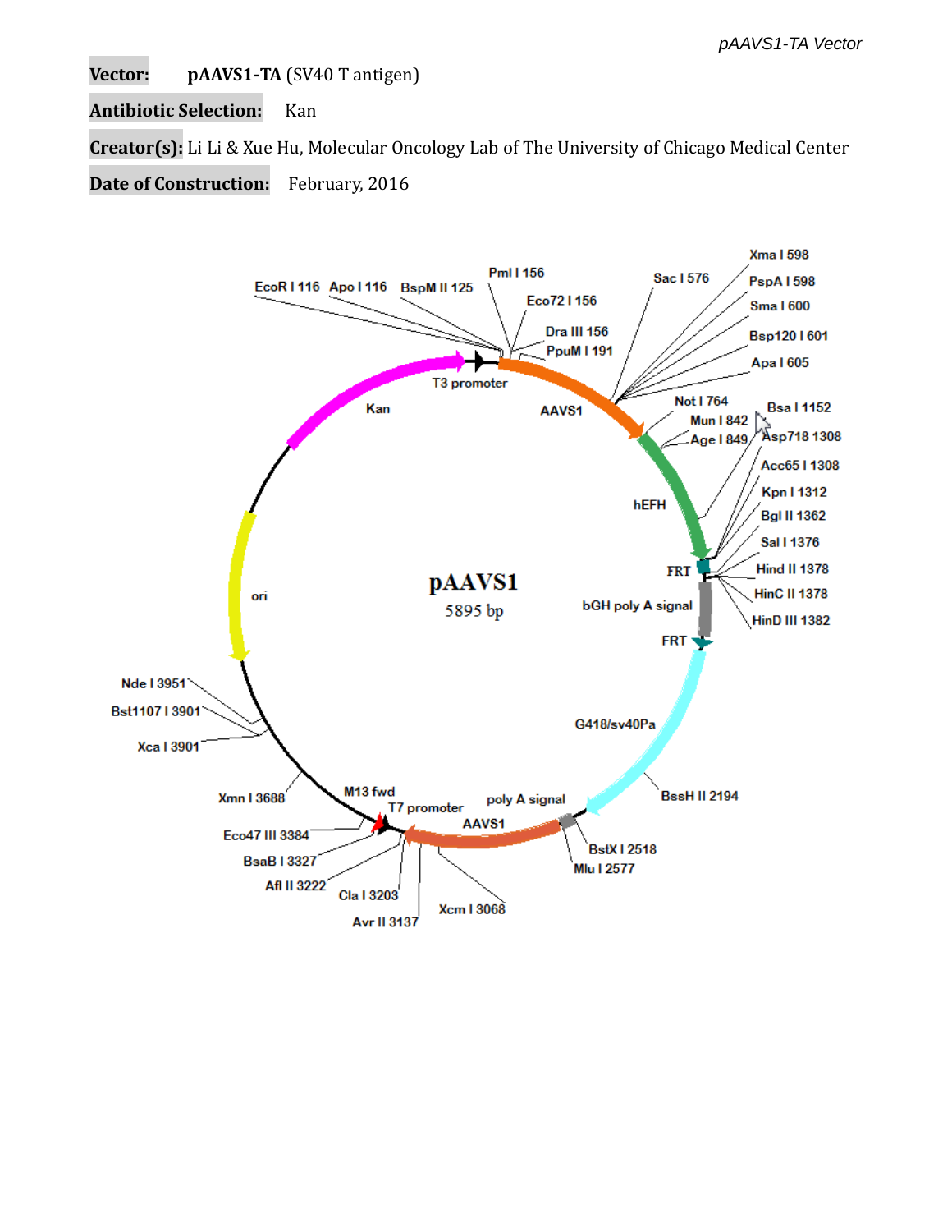**Vector:** **pAAVS1-TA** (SV40 T antigen)

**Antibiotic Selection:** Kan

**Creator(s):** Li Li & Xue Hu, Molecular Oncology Lab of The University of Chicago Medical Center

**Date of Construction:** February, 2016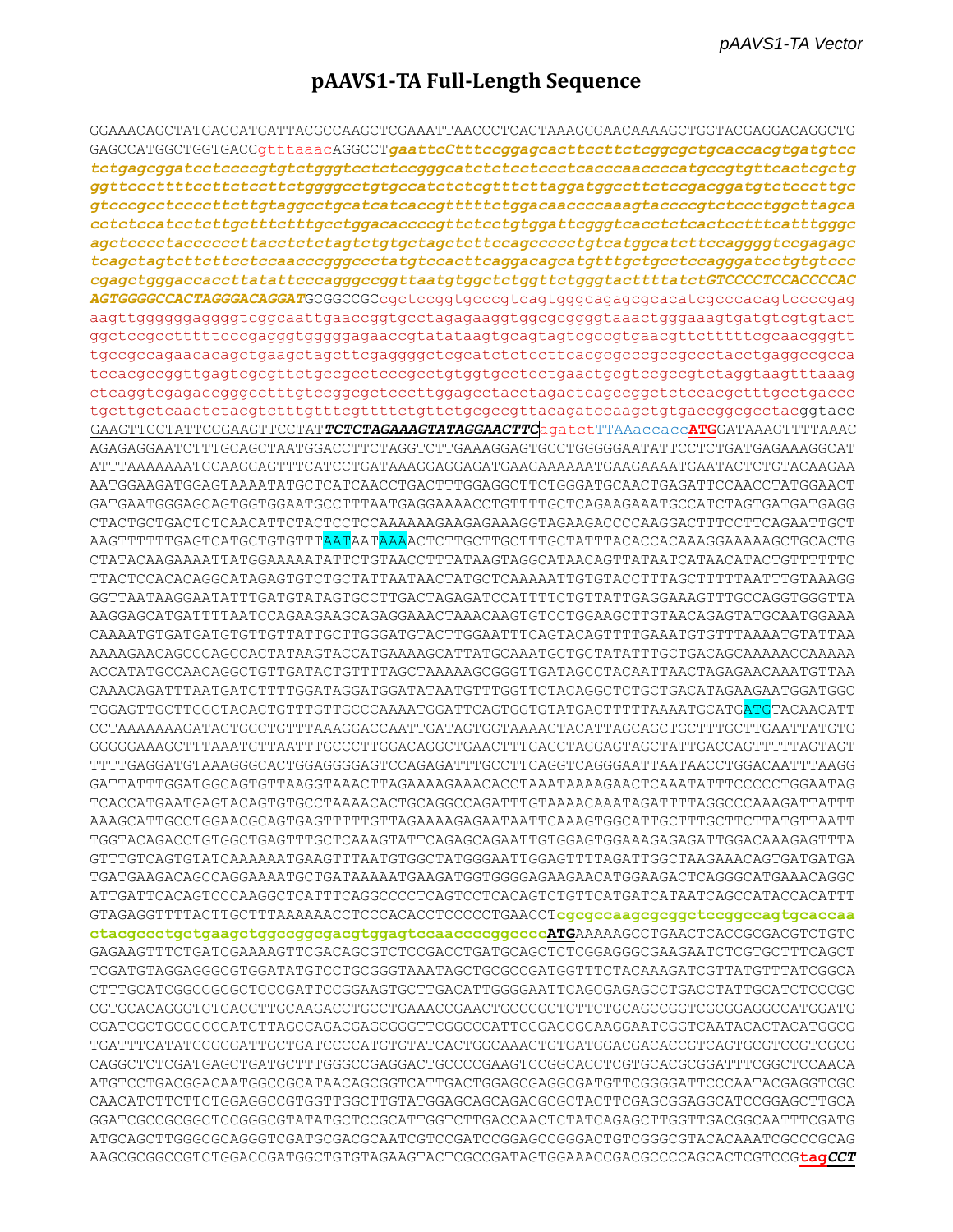# pAAVS1-TA Full-Length Sequence

```
GGAAACAGCTATGACCATGATTACGCCAAGCTCGAAATTAACCCTCACTAAAGGGAACAAAAGCTGGTACGAGGACAGGCTG
GAGCCATGGCTGGTGACCgtttaaacAGGCCTgaattcCtttccggagcacttccttctcggcgctgcaccacgtgatgtcc
tctgagcggatcctccccgtgtctgggtcctctccgggcatctctcctccctcacccaaccccatgccgtcttcactcgctg
ggttcccttttccttctccttctggggcctgtgccatctctcgtttcttaggatggccttctccgacggatgtctcccttgc
gtcccgcctccccttcttgtaggcctgcatcatcaccgtttttctggacaaccccaaagtaccccgtctccctggcttagca
cctctccatcctcttgctttctttgcctggacaccccgttctcctgtggattcgggtcacctctcactcctttcatttgggc
agctcccctaccccccttacctctctagtctgtgctagctcttccagccccctgtcatggcatcttccaggggtccgagagc
tcagctagtcttcttcctccaacccgggccctatgtccacttcaggacagcatgtttgctgcctccagggatcctgtgtccc
cgagctgggaccaccttatattcccagggccggttaatgtggctctggttctgggtacttttatctGTCCCCTCCACCCCAC
AGTGGGGCCACTAGGGACAGGATGCGGCCGCcgctccggtgcccgtcagtgggcagagcgcacatcgcccacagtccccgag
aagttggggggaggggtcggcaattgaaccggtgcctagagaaggtggcgcggggtaaactgggaaagtgatgtcgtgtact
ggctccgcctttttcccgagggtgggggagaaccgtatataagtgcagtagtcgccgtgaacgttctttttcgcaacgggtt
tgccgccagaacacagctgaagctagcttcgaggggctcgcatctctccttcacgcgcccgccgccctacctgaggccgcca
tccacgccggttgagtcgcgttctgccgcctcccgcctgtggtgcctcctgaactgcgtccgccgtctaggtaagtttaaag
ctcaggtcgagaccgggcctttgtccggcgctcccttggagcctacctagactcagccggctctccacgctttgcctgaccc
tgcttgctcaactctacgtctttgtttcgttttctgttctgcgccgttacagatccaagctgtgaccggcgcctacggtacc
GAAGTTCCTATTCCGAAGTTCCTATTCTCTAGAAAGTATAGGAACTTCagatctTTAAaccaccATGGATAAAGTTTTAAAC
AGAGAGGAATCTTTGCAGCTAATGGACCTTCTAGGTCTTGAAAGGAGTGCCTGGGGGAATATTCCTCTGATGAGAAAGGCAT
ATTTAAAAAAATGCAAGGAGTTTCATCCTGATAAAGGAGGAGATGAAGAAAAAATGAAGAAAATGAATACTCTGTACAAGAA
AATGGAAGATGGAGTAAAATATGCTCATCAACCTGACTTTGGAGGCTTCTGGGATGCAACTGAGATTCCAACCTATGGAACT
GATGAATGGGAGCAGTGGTGGAATGCCTTTAATGAGGAAAACCTGTTTTGCTCAGAAGAAATGCCATCTAGTGATGATGAGG
CTACTGCTGACTCTCAACATTCTACTCCTCCAAAAAAGAAGAGAAAGGTAGAAGACCCCAAGGACTTTCCTTCAGAATTGCT
AAGTTTTTTGAGTCATGCTGTGTTTAATAATAAAACTCTTGCTTGCTTTGCTATTTACACCACAAAGGAAAAAGCTGCACTG
CTATACAAGAAAATTATGGAAAAATATTCTGTAACCTTTATAAGTAGGCATAACAGTTATAATCATAACATACTGTTTTTTC
TTACTCCACACAGGCATAGAGTGTCTGCTATTAATAACTATGCTCAAAAATTGTGTACCTTTAGCTTTTTAATTTGTAAAGG
GGTTAATAAGGAATATTTGATGTATAGTGCCTTGACTAGAGATCATTTTCTGTTATTGAGGAAAGTTTGCCAGGTGGGTTA
AAGGAGCATGATTTTAATCCAGAAGAAGCAGAGGAAACTAAACAAGTGTCCTGGAAGCTTGTAACAGAGTATGCAATGGAAA
CAAAATGTGATGATGTGTTGTTATTGCTTGGGATGTACTTGGAATTTCAGTACAGTTTTGAAATGTGTTTAAAATGTATTAA
AAAAGAACAGCCCAGCCACTATAAGTACCATGAAAAGCATTATGCAAATGCTGCTATATTTGCTGACAGCAAAAACCAAAAA
ACCATATGCCAACAGGCTGTTGATACTGTTTTAGCTAAAAAGCGGGTTGATAGCCTACAATTAACTAGAGAACAAATGTTAA
CAAACAGATTTAATGATCTTTTGGATAGGATGGATATAATGTTTGGTTCTACAGGCTCTGCTGACATAGAAGAATGGATGGC
TGGAGTTGCTTGGCTACACTGTTTGTTGCCCAAAATGGATTCAGTGGTGTATGACTTTTTAAAATGCATGATGTACAACATT
CCTAAAAAAAGATACTGGCTGTTTAAAGGACCAATTGATAGTGGTAAAACTACATTAGCAGCTGCTTTGCTTGAATTATGTG
GGGGGAAAGCTTTAAATGTTAATTTGCCCTTGGACAGGCTGAACTTTGAGCTAGGAGTAGCTATTGACCAGTTTTTAGTAGT
TTTTGAGGATGTAAAGGGCACTGGAGGGGAGTCCAGAGATTTGCCTTCAGGTCAGGGAATTAATAACCTGGACAATTTAAGG
GATTATTTGGATGGCAGTGTTAAGGTAAACTTAGAAAAGAAACACCTAAATAAAAGAACTCAAATATTTCCCCCTGGAATAG
TCACCATGAATGAGTACAGTGTGCCTAAAACACTGCAGGCCAGATTTGTAAAACAAATAGATTTTAGGCCCAAAGATTATTT
AAAGCATTGCCTGGAACGCAGTGAGTTTTTGTTAGAAAAGAGAATAATTCAAAGTGGCATTGCTTTGCTTCTTATGTTAATT
TGGTACAGACCTGTGGCTGAGTTTGCTCAAAGTATTCAGAGCAGAATTGTGGAGTGGAAAGAGAGATTGGACAAAGAGTTTA
GTTTGTCAGTGTATCAAAAAATGAAGTTTAATGTGGCTATGGGAATTGGAGTTTTAGATTGGCTAAGAAACAGTGATGATGA
TGATGAAGACAGCCAGGAAAATGCTGATAAAAATGAAGATGGTGGGGAGAAGAACATGGAAGACTCAGGGCATGAAACAGGC
ATTGATTCACAGTCCCAAGGCTCATTTCAGGCCCCTCAGTCCTCACAGTCTGTTCATGATCATAATCAGCCATACCACATTT
GTAGAGGTTTTACTTGCTTTAAAAAACCTCCCACACCTCCCCCTGAACCTcgcgccaagcgcggctccggccagtgcaccaa
ctacgccctgctgaagctggccggcgacgtggagtccaaccccggccccATGAAAAAGCCTGAACTCACCGCGACGTCTGTC
GAGAAGTTTCTGATCGAAAAGTTCGACAGCGTCTCCGACCTGATGCAGCTCTCGGAGGGCGAAGAATCTCGTGCTTTCAGCT
TCGATGTAGGAGGGCGTGGATATGTCCTGCGGGTAAATAGCTGCGCCGATGGTTTCTACAAAGATCGTTATGTTTATCGGCA
CTTTGCATCGGCCGCGCTCCCGATTCCGGAAGTGCTTGACATTGGGGAATTCAGCGAGAGCCTGACCTATTGCATCTCCCGC
CGTGCACAGGGTGTCACGTTGCAAGACCTGCCTGAAACCGAACTGCCCGCTGTTCTGCAGCCGGTCGCGGAGGCCATGGATG
CGATCGCTGCGGCCGATCTTAGCCAGACGAGCGGGTTCGGCCCATTCGGACCGCAAGGAATCGGTCAATACACTACATGGCG
TGATTTCATATGCGCGATTGCTGATCCCCATGTGTATCACTGGCAAACTGTGATGGACGACACCGTCAGTGCGTCCGTCGCG
CAGGCTCTCGATGAGCTGATGCTTTGGGCCGAGGACTGCCCCGAAGTCCGGCACCTCGTGCACGCGGATTTCGGCTCCAACA
ATGTCCTGACGGACAATGGCCGCATAACAGCGGTCATTGACTGGAGCGAGGCGATGTTCGGGGATTCCCAATACGAGGTCGC
CAACATCTTCTTCTGGAGGCCGTGGTTGGCTTGTATGGAGCAGCAGACGCGCTACTTCGAGCGGAGGCATCCGGAGCTTGCA
GGATCGCCGCGGCTCCGGGCGTATATGCTCCGCATTGGTCTTGACCAACTCTATCAGAGCTTGGTTGACGGCAATTTCGATG
ATGCAGCTTGGGCGCAGGGTCGATGCGACGCAATCGTCCGATCCGGAGCCGGGACTGTCGGGCGTACACAAATCGCCCGCAG
AAGCGCGGCCGTCTGGACCGATGGCTGTGTAGAAGTACTCGCCGATAGTGGAAACCGACGCCCCAGCACTCGTCCGtagCCT
```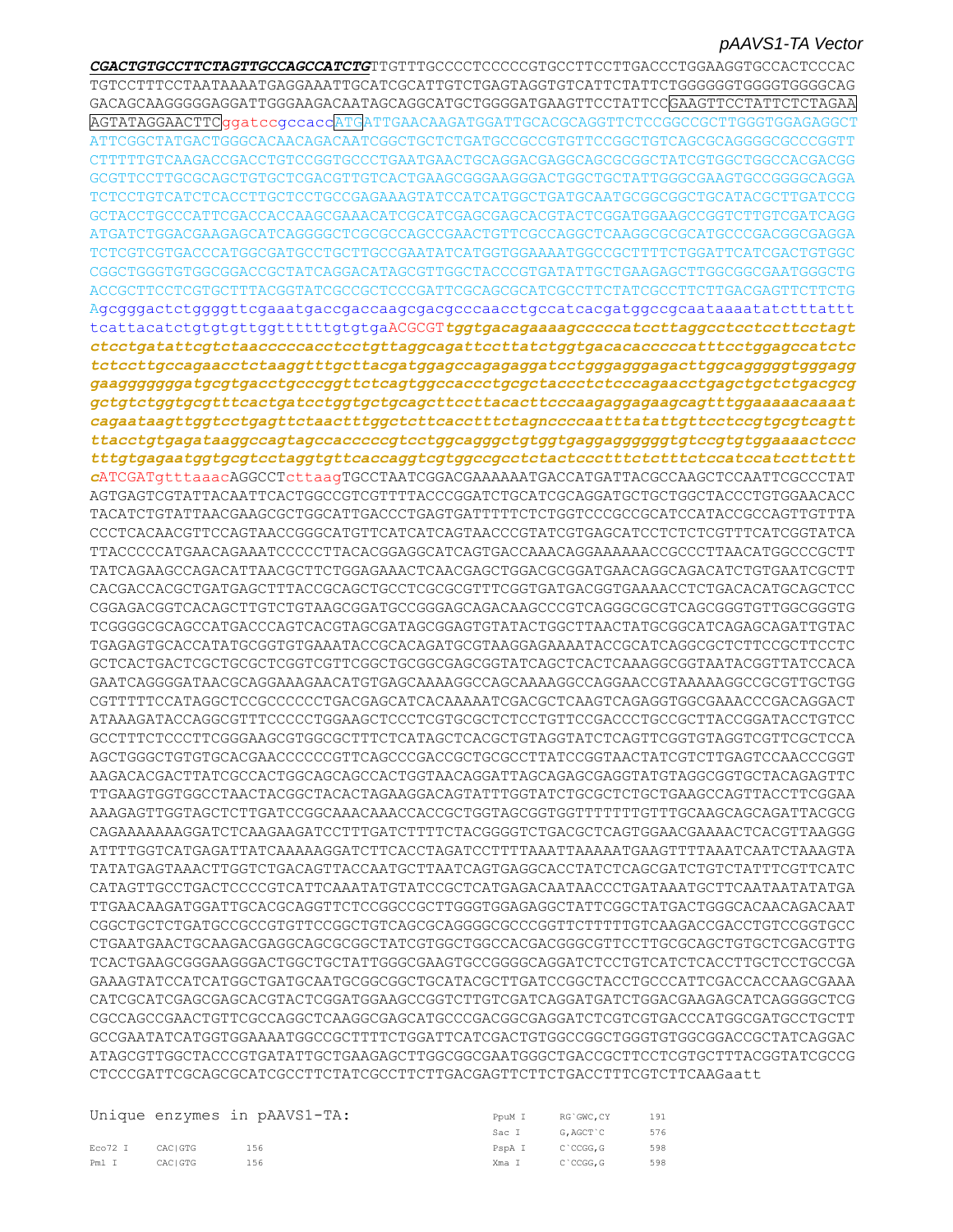*pAAVS1-TA Vector*

***CGACTGTGCCTTCTAGTTGCCAGCCATCTG***TTGTTTGCCCCTCCCCCGTGCCTTCCTTGACCCTGGAAGGTGCCACTCCCAC
TGTCCTTTCCTAATAAAATGAGGAAATTGCATCGCATTGTCTGAGTAGGTGTCATTCTATTCTGGGGGGTGGGGTGGGGCAG
GACAGCAAGGGGGAGGATTGGGAAGACAATAGCAGGCATGCTGGGGATGAAGTTCCTATTCCGAAGTTCCTATTCTCTAGAA
AGTATAGGAACTTCggatccgccaccATGATTGAACAAGATGGATTGCACGCAGGTTCTCCGGCCGCTTGGGTGGAGAGGCT
ATTCGGCTATGACTGGGCACAACAGACAATCGGCTGCTCTGATGCCGCCGTGTTCCGGCTGTCAGCGCAGGGGCGCCCGGTT
CTTTTTGTCAAGACCGACCTGTCCGGTGCCCTGAATGAACTGCAGGACGAGGCAGCGCGGCTATCGTGGCTGGCCACGACGG
GCGTTCCTTGCGCAGCTGTGCTCGACGTTGTCACTGAAGCGGGAAGGGACTGGCTGCTATTGGGCGAAGTGCCGGGGCAGGA
TCTCCTGTCATCTCACCTTGCTCCTGCCGAGAAAGTATCCATCATGGCTGATGCAATGCGGCGGCTGCATACGCTTGATCCG
GCTACCTGCCCATTCGACCACCAAGCGAAACATCGCATCGAGCGAGCACGTACTCGGATGGAAGCCGGTCTTGTCGATCAGG
ATGATCTGGACGAAGAGCATCAGGGGCTCGCGCCAGCCGAACTGTTCGCCAGGCTCAAGGCGCGCATGCCCGACGGCGAGGA
TCTCGTCGTGACCCATGGCGATGCCTGCTTGCCGAATATCATGGTGGAAAATGGCCGCTTTTCTGGATTCATCGACTGTGGC
CGGCTGGGTGTGGCGGACCGCTATCAGGACATAGCGTTGGCTACCCGTGATATTGCTGAAGAGCTTGGCGGCGAATGGGCTG
ACCGCTTCCTCGTGCTTTACGGTATCGCCGCTCCCGATTCGCAGCGCATCGCCTTCTATCGCCTTCTTGACGAGTTCTTCTG
Agcgggactctggggttcgaaatgaccgaccaagcgacgcccaacctgccatcacgatggccgcaataaaatatctttattt
tcattacatctgtgtgttggttttttgtgtgaACGCGT***tggtgacagaaaagccccatccttaggcctcctccttcctagt***
***ctcctgatattcgtctaacccccacctcctgttaggcagattccttatctggtgacacacccccatttcctggagccatctc***
***tctccttgccagaacctctaaggtttgcttacgatggagccagagaggatcctgggagggagacttggcagggggtgggagg***
***gaagggggggatgcgtgacctgcccggttctcagtggccaccctgcgctaccctctcccagaacctgagctgctctgacgcg***
***gctgtctggtgcgtttcactgatcctggtgctgcagcttccttacacttcccaagaggagaagcagtttggaaaaacaaaat***
***cagaataagttggtcctgagttctaactttggctcttcacctttctagnccccaatttatattgttcctccgtgcgtcagtt***
***ttacctgtgagataaggccagtagccacccccgtcctggcagggctgtggtgaggaggggggtgtccgtgtggaaaactccc***
***tttgtgagaatggtgcgtcctaggtgttcaccaggtcgtggccgcctctactccctttctctttctccatccatccttcttt***
***c***ATCGATgtttaaacAGGCCTcttaagTGCCTAATCGGACGAAAAAATGACCATGATTACGCCAAGCTCCAATTCGCCCTAT
AGTGAGTCGTATTACAATTCACTGGCCGTCGTTTTACCCGGATCTGCATCGCAGGATGCTGCTGGCTACCCTGTGGAACACC
TACATCTGTATTAACGAAGCGCTGGCATTGACCCTGAGTGATTTTTCTCTGGTCCCGCCGCATCCATACCGCCAGTTGTTTA
CCCTCACAACGTTCCAGTAACCGGGCATGTTCATCATCAGTAACCCGTATCGTGAGCATCCTCTCTCGTTTCATCGGTATCA
TTACCCCCATGAACAGAAATCCCCCTTACACGGAGGCATCAGTGACCAAACAGGAAAAAACCGCCCTTAACATGGCCCGCTT
TATCAGAAGCCAGACATTAACGCTTCTGGAGAAACTCAACGAGCTGGACGCGGATGAACAGGCAGACATCTGTGAATCGCTT
CACGACCACGCTGATGAGCTTTACCGCAGCTGCCTCGCGCGTTTCGGTGATGACGGTGAAAACCTCTGACACATGCAGCTCC
CGGAGACGGTCACAGCTTGTCTGTAAGCGGATGCCGGGAGCAGACAAGCCCGTCAGGGCGCGTCAGCGGGTGTTGGCGGGTG
TCGGGGCGCAGCCATGACCCAGTCACGTAGCGATAGCGGAGTGTATACTGGCTTAACTATGCGGCATCAGAGCAGATTGTAC
TGAGAGTGCACCATATGCGGTGTGAAATACCGCACAGATGCGTAAGGAGAAAATACCGCATCAGGCGCTCTTCCGCTTCCTC
GCTCACTGACTCGCTGCGCTCGGTCGTTCGGCTGCGGCGAGCGGTATCAGCTCACTCAAAGGCGGTAATACGGTTATCCACA
GAATCAGGGGATAACGCAGGAAAGAACATGTGAGCAAAAGGCCAGCAAAAGGCCAGGAACCGTAAAAAGGCCGCGTTGCTGG
CGTTTTTCCATAGGCTCCGCCCCCCTGACGAGCATCACAAAAATCGACGCTCAAGTCAGAGGTGGCGAAACCCGACAGGACT
ATAAAGATACCAGGCGTTTCCCCCTGGAAGCTCCCTCGTGCGCTCTCCTGTTCCGACCCTGCCGCTTACCGGATACCTGTCC
GCCTTTCTCCCTTCGGGAAGCGTGGCGCTTTCTCATAGCTCACGCTGTAGGTATCTCAGTTCGGTGTAGGTCGTTCGCTCCA
AGCTGGGCTGTGTGCACGAACCCCCCGTTCAGCCCGACCGCTGCGCCTTATCCGGTAACTATCGTCTTGAGTCCAACCCGGT
AAGACACGACTTATCGCCACTGGCAGCAGCCACTGGTAACAGGATTAGCAGAGCGAGGTATGTAGGCGGTGCTACAGAGTTC
TTGAAGTGGTGGCCTAACTACGGCTACACTAGAAGGACAGTATTTGGTATCTGCGCTCTGCTGAAGCCAGTTACCTTCGGAA
AAAGAGTTGGTAGCTCTTGATCCGGCAAACAAACCACCGCTGGTAGCGGTGGTTTTTTTGTTTGCAAGCAGCAGATTACGCG
CAGAAAAAAAGGATCTCAAGAAGATCCTTTGATCTTTTCTACGGGGTCTGACGCTCAGTGGAACGAAAACTCACGTTAAGGG
ATTTTGGTCATGAGATTATCAAAAAGGATCTTCACCTAGATCCTTTTAAATTAAAAATGAAGTTTTAAATCAATCTAAAGTA
TATATGAGTAAACTTGGTCTGACAGTTACCAATGCTTAATCAGTGAGGCACCTATCTCAGCGATCTGTCTATTTCGTTCATC
CATAGTTGCCTGACTCCCCGTCATTCAAATATGTATCCGCTCATGAGACAATAACCCTGATAAATGCTTCAATAATATATGA
TTGAACAAGATGGATTGCACGCAGGTTCTCCGGCCGCTTGGGTGGAGAGGCTATTCGGCTATGACTGGGCACAACAGACAAT
CGGCTGCTCTGATGCCGCCGTGTTCCGGCTGTCAGCGCAGGGGCGCCCGGTTCTTTTTGTCAAGACCGACCTGTCCGGTGCC
CTGAATGAACTGCAAGACGAGGCAGCGCGGCTATCGTGGCTGGCCACGACGGGCGTTCCTTGCGCAGCTGTGCTCGACGTTG
TCACTGAAGCGGGAAGGGACTGGCTGCTATTGGGCGAAGTGCCGGGGCAGGATCTCCTGTCATCTCACCTTGCTCCTGCCGA
GAAAGTATCCATCATGGCTGATGCAATGCGGCGGCTGCATACGCTTGATCCGGCTACCTGCCCATTCGACCACCAAGCGAAA
CATCGCATCGAGCGAGCACGTACTCGGATGGAAGCCGGTCTTGTCGATCAGGATGATCTGGACGAAGAGCATCAGGGGCTCG
CGCCAGCCGAACTGTTCGCCAGGCTCAAGGCGAGCATGCCCGACGGCGAGGATCTCGTCGTGACCCATGGCGATGCCTGCTT
GCCGAATATCATGGTGGAAAATGGCCGCTTTTCTGGATTCATCGACTGTGGCCGGCTGGGTGTGGCGGACCGCTATCAGGAC
ATAGCGTTGGCTACCCGTGATATTGCTGAAGAGCTTGGCGGCGAATGGGCTGACCGCTTCCTCGTGCTTTACGGTATCGCCG
CTCCCGATTCGCAGCGCATCGCCTTCTATCGCCTTCTTGACGAGTTCTTCTGACCTTTCGTCTTCAAGaatt

Unique enzymes in pAAVS1-TA:

| Enzyme | Site | Position |
|---|---|---|
| Eco72 I | CAC\|GTG | 156 |
| Pml I | CAC\|GTG | 156 |
| PpuM I | RG`GWC,CY | 191 |
| Sac I | G,AGCT`C | 576 |
| PspA I | C`CCGG,G | 598 |
| Xma I | C`CCGG,G | 598 |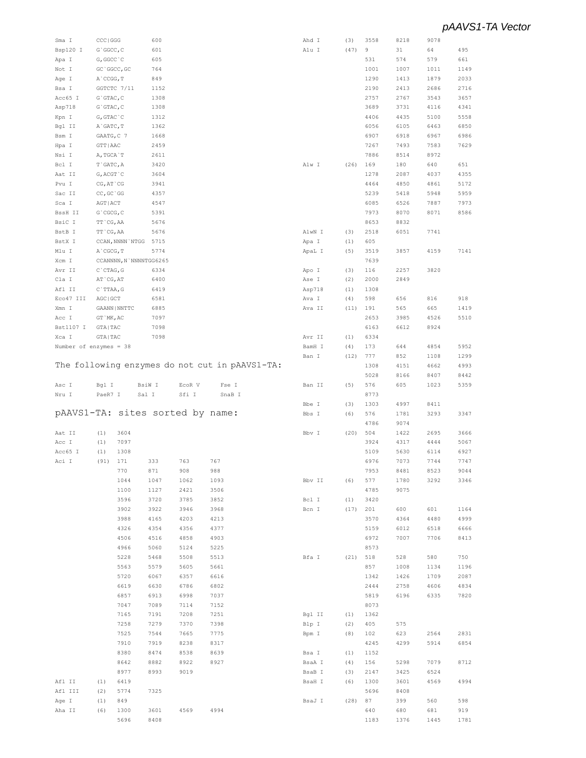| | | |
|---|---|---|
| Sma I | CCC\|GGG | 600 |
| Bsp120 I | G`GGCC,C | 601 |
| Apa I | G,GGCC`C | 605 |
| Not I | GC`GGCC,GC | 764 |
| Age I | A`CCGG,T | 849 |
| Bsa I | GGTCTC 7/11 | 1152 |
| Acc65 I | G`GTAC,C | 1308 |
| Asp718 | G`GTAC,C | 1308 |
| Kpn I | G,GTAC`C | 1312 |
| Bgl II | A`GATC,T | 1362 |
| Bsm I | GAATG,C 7 | 1668 |
| Hpa I | GTT\|AAC | 2459 |
| Nsi I | A,TGCA`T | 2611 |
| Bcl I | T`GATC,A | 3420 |
| Aat II | G,ACGT`C | 3604 |
| Pvu I | CG,AT`CG | 3941 |
| Sac II | CC,GC`GG | 4357 |
| Sca I | AGT\|ACT | 4547 |
| BssH II | G`CGCG,C | 5391 |
| BsiC I | TT`CG,AA | 5676 |
| BstB I | TT`CG,AA | 5676 |
| BstX I | CCAN,NNNN`NTGG | 5715 |
| Mlu I | A`CGCG,T | 5774 |
| Xcm I | CCANNNN,N`NNNNTGG | 6265 |
| Avr II | C`CTAG,G | 6334 |
| Cla I | AT`CG,AT | 6400 |
| Afl II | C`TTAA,G | 6419 |
| Eco47 III | AGC\|GCT | 6581 |
| Xmn I | GAANN\|NNTTC | 6885 |
| Acc I | GT`MK,AC | 7097 |
| Bst1107 I | GTA\|TAC | 7098 |
| Xca I | GTA\|TAC | 7098 |

Number of enzymes = 38

## The following enzymes do not cut in pAAVS1-TA:

| | | | | |
|---|---|---|---|---|
| Asc I | Bgl I | BsiW I | EcoR V | Fse I |
| Nru I | PaeR7 I | Sal I | Sfi I | SnaB I |

## pAAVS1-TA: sites sorted by name:

| Enzyme | (n) | | | | |
|---|---|---|---|---|---|
| Aat II | (1) | 3604 | | | |
| Acc I | (1) | 7097 | | | |
| Acc65 I | (1) | 1308 | | | |
| Aci I | (91) | 171 | 333 | 763 | 767 |
| | | 770 | 871 | 908 | 988 |
| | | 1044 | 1047 | 1062 | 1093 |
| | | 1100 | 1127 | 2421 | 3506 |
| | | 3596 | 3720 | 3785 | 3852 |
| | | 3902 | 3922 | 3946 | 3968 |
| | | 3988 | 4165 | 4203 | 4213 |
| | | 4326 | 4354 | 4356 | 4377 |
| | | 4506 | 4516 | 4858 | 4903 |
| | | 4966 | 5060 | 5124 | 5225 |
| | | 5228 | 5468 | 5508 | 5513 |
| | | 5563 | 5579 | 5605 | 5661 |
| | | 5720 | 6067 | 6357 | 6616 |
| | | 6619 | 6630 | 6786 | 6802 |
| | | 6857 | 6913 | 6998 | 7037 |
| | | 7047 | 7089 | 7114 | 7152 |
| | | 7165 | 7191 | 7208 | 7251 |
| | | 7258 | 7279 | 7370 | 7398 |
| | | 7525 | 7544 | 7665 | 7775 |
| | | 7910 | 7919 | 8238 | 8317 |
| | | 8380 | 8474 | 8538 | 8639 |
| | | 8642 | 8882 | 8922 | 8927 |
| | | 8977 | 8993 | 9019 | |
| Afl II | (1) | 6419 | | | |
| Afl III | (2) | 5774 | 7325 | | |
| Age I | (1) | 849 | | | |
| Aha II | (6) | 1300 | 3601 | 4569 | 4994 |
| | | 5696 | 8408 | | |
| Ahd I | (3) | 3558 | 8218 | 9078 | |
| Alu I | (47) | 9 | 31 | 64 | 495 |
| | | 531 | 574 | 579 | 661 |
| | | 1001 | 1007 | 1011 | 1149 |
| | | 1290 | 1413 | 1879 | 2033 |
| | | 2190 | 2413 | 2686 | 2716 |
| | | 2757 | 2767 | 3543 | 3657 |
| | | 3689 | 3731 | 4116 | 4341 |
| | | 4406 | 4435 | 5100 | 5558 |
| | | 6056 | 6105 | 6463 | 6850 |
| | | 6907 | 6918 | 6967 | 6986 |
| | | 7267 | 7493 | 7583 | 7629 |
| | | 7886 | 8514 | 8972 | |
| Alw I | (26) | 169 | 180 | 640 | 651 |
| | | 1278 | 2087 | 4037 | 4355 |
| | | 4464 | 4850 | 4861 | 5172 |
| | | 5239 | 5418 | 5948 | 5959 |
| | | 6085 | 6526 | 7887 | 7973 |
| | | 7973 | 8070 | 8071 | 8586 |
| | | 8653 | 8832 | | |
| AlwN I | (3) | 2518 | 6051 | 7741 | |
| Apa I | (1) | 605 | | | |
| ApaL I | (5) | 3519 | 3857 | 4159 | 7141 |
| | | 7639 | | | |
| Apo I | (3) | 116 | 2257 | 3820 | |
| Ase I | (2) | 2000 | 2849 | | |
| Asp718 | (1) | 1308 | | | |
| Ava I | (4) | 598 | 656 | 816 | 918 |
| Ava II | (11) | 191 | 565 | 665 | 1419 |
| | | 2653 | 3985 | 4526 | 5510 |
| | | 6163 | 6612 | 8924 | |
| Avr II | (1) | 6334 | | | |
| BamH I | (4) | 173 | 644 | 4854 | 5952 |
| Ban I | (12) | 777 | 852 | 1108 | 1299 |
| | | 1308 | 4151 | 4662 | 4993 |
| | | 5028 | 8166 | 8407 | 8442 |
| Ban II | (5) | 576 | 605 | 1023 | 5359 |
| | | 8773 | | | |
| Bbe I | (3) | 1303 | 4997 | 8411 | |
| Bbs I | (6) | 576 | 1781 | 3293 | 3347 |
| | | 4786 | 9074 | | |
| Bbv I | (20) | 504 | 1422 | 2695 | 3666 |
| | | 3924 | 4317 | 4444 | 5067 |
| | | 5109 | 5630 | 6114 | 6927 |
| | | 6976 | 7073 | 7744 | 7747 |
| | | 7953 | 8481 | 8523 | 9044 |
| Bbv II | (6) | 577 | 1780 | 3292 | 3346 |
| | | 4785 | 9075 | | |
| Bcl I | (1) | 3420 | | | |
| Bcn I | (17) | 201 | 600 | 601 | 1164 |
| | | 3570 | 4364 | 4480 | 4999 |
| | | 5159 | 6012 | 6518 | 6666 |
| | | 6972 | 7007 | 7706 | 8413 |
| | | 8573 | | | |
| Bfa I | (21) | 518 | 528 | 580 | 750 |
| | | 857 | 1008 | 1134 | 1196 |
| | | 1342 | 1426 | 1709 | 2087 |
| | | 2444 | 2758 | 4606 | 4834 |
| | | 5819 | 6196 | 6335 | 7820 |
| | | 8073 | | | |
| Bgl II | (1) | 1362 | | | |
| Blp I | (2) | 405 | 575 | | |
| Bpm I | (8) | 102 | 623 | 2564 | 2831 |
| | | 4245 | 4299 | 5914 | 6854 |
| Bsa I | (1) | 1152 | | | |
| BsaA I | (4) | 156 | 5298 | 7079 | 8712 |
| BsaB I | (3) | 2147 | 3425 | 6524 | |
| BsaH I | (6) | 1300 | 3601 | 4569 | 4994 |
| | | 5696 | 8408 | | |
| BsaJ I | (28) | 87 | 399 | 560 | 598 |
| | | 640 | 680 | 681 | 919 |
| | | 1183 | 1376 | 1445 | 1781 |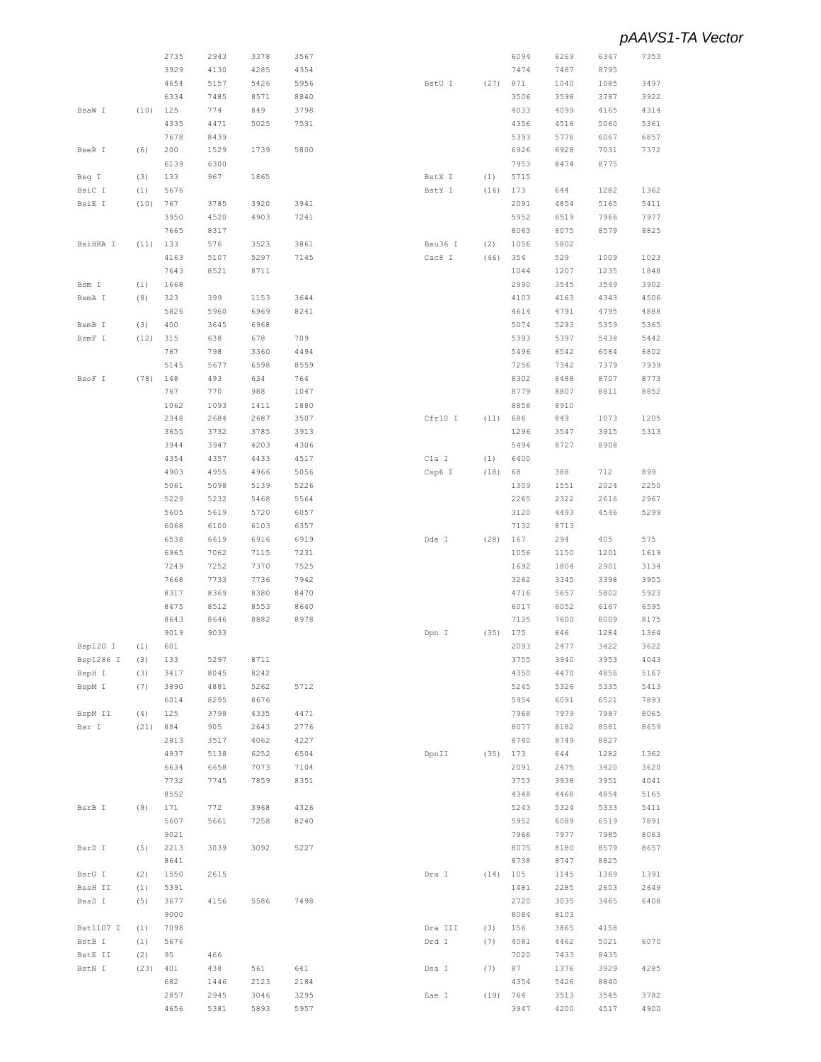| Enzyme | Sites | Locations | | | |
|---|---|---|---|---|---|
| | | 2735 | 2943 | 3378 | 3567 |
| | | 3929 | 4130 | 4285 | 4354 |
| | | 4654 | 5157 | 5426 | 5956 |
| | | 6334 | 7485 | 8571 | 8840 |
| BsaW I | (10) | 125 | 774 | 849 | 3798 |
| | | 4335 | 4471 | 5025 | 7531 |
| | | 7678 | 8439 | | |
| BseR I | (6) | 200 | 1529 | 1739 | 5800 |
| | | 6139 | 6300 | | |
| Bsg I | (3) | 133 | 967 | 1865 | |
| BsiC I | (1) | 5676 | | | |
| BsiE I | (10) | 767 | 3785 | 3920 | 3941 |
| | | 3950 | 4520 | 4903 | 7241 |
| | | 7665 | 8317 | | |
| BsiHKA I | (11) | 133 | 576 | 3523 | 3861 |
| | | 4163 | 5107 | 5297 | 7145 |
| | | 7643 | 8521 | 8711 | |
| Bsm I | (1) | 1668 | | | |
| BsmA I | (8) | 323 | 399 | 1153 | 3644 |
| | | 5826 | 5960 | 6969 | 8241 |
| BsmB I | (3) | 400 | 3645 | 6968 | |
| BsmF I | (12) | 315 | 638 | 678 | 709 |
| | | 767 | 798 | 3360 | 4494 |
| | | 5145 | 5677 | 6598 | 8559 |
| BsoF I | (78) | 148 | 493 | 634 | 764 |
| | | 767 | 770 | 988 | 1047 |
| | | 1062 | 1093 | 1411 | 1880 |
| | | 2348 | 2684 | 2687 | 3507 |
| | | 3655 | 3732 | 3785 | 3913 |
| | | 3944 | 3947 | 4203 | 4306 |
| | | 4354 | 4357 | 4433 | 4517 |
| | | 4903 | 4955 | 4966 | 5056 |
| | | 5061 | 5098 | 5139 | 5226 |
| | | 5229 | 5232 | 5468 | 5564 |
| | | 5605 | 5619 | 5720 | 6057 |
| | | 6068 | 6100 | 6103 | 6357 |
| | | 6538 | 6619 | 6916 | 6919 |
| | | 6965 | 7062 | 7115 | 7231 |
| | | 7249 | 7252 | 7370 | 7525 |
| | | 7668 | 7733 | 7736 | 7942 |
| | | 8317 | 8369 | 8380 | 8470 |
| | | 8475 | 8512 | 8553 | 8640 |
| | | 8643 | 8646 | 8882 | 8978 |
| | | 9019 | 9033 | | |
| Bsp120 I | (1) | 601 | | | |
| Bsp1286 I | (3) | 133 | 5297 | 8711 | |
| BspH I | (3) | 3417 | 8045 | 8242 | |
| BspM I | (7) | 3890 | 4881 | 5262 | 5712 |
| | | 6014 | 8295 | 8676 | |
| BspM II | (4) | 125 | 3798 | 4335 | 4471 |
| Bsr I | (21) | 884 | 905 | 2643 | 2776 |
| | | 2813 | 3517 | 4062 | 4227 |
| | | 4937 | 5138 | 6252 | 6504 |
| | | 6634 | 6658 | 7073 | 7104 |
| | | 7732 | 7745 | 7859 | 8351 |
| | | 8552 | | | |
| BsrB I | (9) | 171 | 772 | 3968 | 4326 |
| | | 5607 | 5661 | 7258 | 8240 |
| | | 9021 | | | |
| BsrD I | (5) | 2213 | 3039 | 3092 | 5227 |
| | | 8641 | | | |
| BsrG I | (2) | 1550 | 2615 | | |
| BssH II | (1) | 5391 | | | |
| BssS I | (5) | 3677 | 4156 | 5586 | 7498 |
| | | 9000 | | | |
| Bst1107 I | (1) | 7098 | | | |
| BstB I | (1) | 5676 | | | |
| BstE II | (2) | 95 | 466 | | |
| BstN I | (23) | 401 | 438 | 561 | 641 |
| | | 682 | 1446 | 2123 | 2184 |
| | | 2857 | 2945 | 3046 | 3295 |
| | | 4656 | 5381 | 5893 | 5957 |
| | | 6094 | 6269 | 6347 | 7353 |
| | | 7474 | 7487 | 8795 | |
| BstU I | (27) | 871 | 1040 | 1085 | 3497 |
| | | 3506 | 3598 | 3787 | 3922 |
| | | 4033 | 4099 | 4165 | 4314 |
| | | 4356 | 4516 | 5060 | 5361 |
| | | 5393 | 5776 | 6067 | 6857 |
| | | 6926 | 6928 | 7031 | 7372 |
| | | 7953 | 8474 | 8775 | |
| BstX I | (1) | 5715 | | | |
| BstY I | (16) | 173 | 644 | 1282 | 1362 |
| | | 2091 | 4854 | 5165 | 5411 |
| | | 5952 | 6519 | 7966 | 7977 |
| | | 8063 | 8075 | 8579 | 8825 |
| Bsu36 I | (2) | 1056 | 5802 | | |
| Cac8 I | (46) | 354 | 529 | 1009 | 1023 |
| | | 1044 | 1207 | 1235 | 1848 |
| | | 2990 | 3545 | 3549 | 3902 |
| | | 4103 | 4163 | 4343 | 4506 |
| | | 4614 | 4791 | 4795 | 4888 |
| | | 5074 | 5293 | 5359 | 5365 |
| | | 5393 | 5397 | 5438 | 5442 |
| | | 5496 | 6542 | 6584 | 6802 |
| | | 7256 | 7342 | 7379 | 7939 |
| | | 8302 | 8488 | 8707 | 8773 |
| | | 8779 | 8807 | 8811 | 8852 |
| | | 8856 | 8910 | | |
| Cfr10 I | (11) | 686 | 849 | 1073 | 1205 |
| | | 1296 | 3547 | 3915 | 5313 |
| | | 5494 | 8727 | 8908 | |
| Cla I | (1) | 6400 | | | |
| Csp6 I | (18) | 68 | 388 | 712 | 899 |
| | | 1309 | 1551 | 2024 | 2250 |
| | | 2265 | 2322 | 2616 | 2967 |
| | | 3120 | 4493 | 4546 | 5299 |
| | | 7132 | 8713 | | |
| Dde I | (28) | 167 | 294 | 405 | 575 |
| | | 1056 | 1150 | 1201 | 1619 |
| | | 1692 | 1804 | 2901 | 3134 |
| | | 3262 | 3345 | 3398 | 3955 |
| | | 4716 | 5657 | 5802 | 5923 |
| | | 6017 | 6052 | 6167 | 6595 |
| | | 7135 | 7600 | 8009 | 8175 |
| Dpn I | (35) | 175 | 646 | 1284 | 1364 |
| | | 2093 | 2477 | 3422 | 3622 |
| | | 3755 | 3940 | 3953 | 4043 |
| | | 4350 | 4470 | 4856 | 5167 |
| | | 5245 | 5326 | 5335 | 5413 |
| | | 5954 | 6091 | 6521 | 7893 |
| | | 7968 | 7979 | 7987 | 8065 |
| | | 8077 | 8182 | 8581 | 8659 |
| | | 8740 | 8749 | 8827 | |
| DpnII | (35) | 173 | 644 | 1282 | 1362 |
| | | 2091 | 2475 | 3420 | 3620 |
| | | 3753 | 3938 | 3951 | 4041 |
| | | 4348 | 4468 | 4854 | 5165 |
| | | 5243 | 5324 | 5333 | 5411 |
| | | 5952 | 6089 | 6519 | 7891 |
| | | 7966 | 7977 | 7985 | 8063 |
| | | 8075 | 8180 | 8579 | 8657 |
| | | 8738 | 8747 | 8825 | |
| Dra I | (14) | 105 | 1145 | 1369 | 1391 |
| | | 1481 | 2285 | 2603 | 2649 |
| | | 2720 | 3035 | 3465 | 6408 |
| | | 8084 | 8103 | | |
| Dra III | (3) | 156 | 3865 | 4158 | |
| Drd I | (7) | 4081 | 4462 | 5021 | 6070 |
| | | 7020 | 7433 | 8435 | |
| Dsa I | (7) | 87 | 1376 | 3929 | 4285 |
| | | 4354 | 5426 | 8840 | |
| Eae I | (19) | 764 | 3513 | 3545 | 3782 |
| | | 3947 | 4200 | 4517 | 4900 |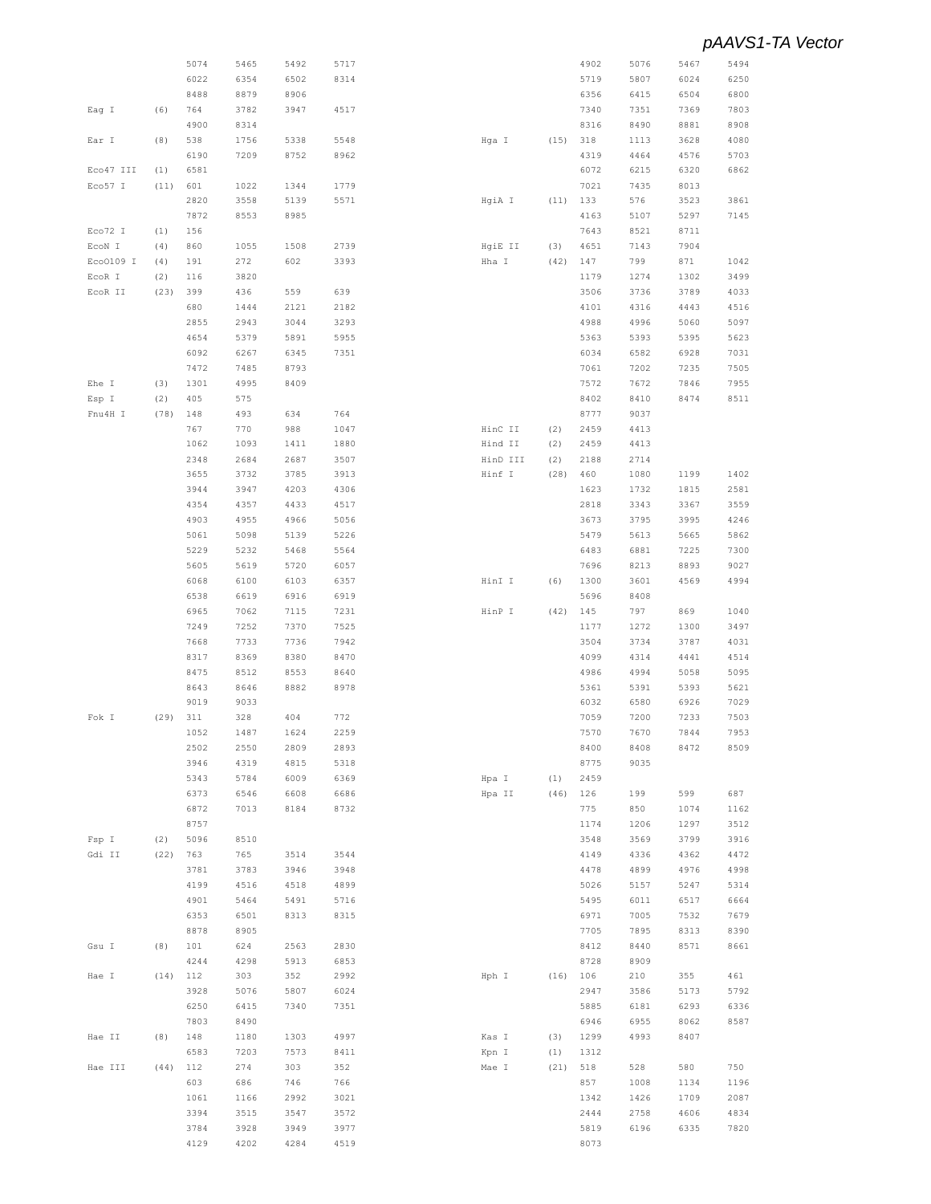## pAAVS1-TA Vector

| Enzyme | Count | Sites | | | |
|---|---|---|---|---|---|
| | | 5074 | 5465 | 5492 | 5717 |
| | | 6022 | 6354 | 6502 | 8314 |
| | | 8488 | 8879 | 8906 | |
| Eag I | (6) | 764 | 3782 | 3947 | 4517 |
| | | 4900 | 8314 | | |
| Ear I | (8) | 538 | 1756 | 5338 | 5548 |
| | | 6190 | 7209 | 8752 | 8962 |
| Eco47 III | (1) | 6581 | | | |
| Eco57 I | (11) | 601 | 1022 | 1344 | 1779 |
| | | 2820 | 3558 | 5139 | 5571 |
| | | 7872 | 8553 | 8985 | |
| Eco72 I | (1) | 156 | | | |
| EcoN I | (4) | 860 | 1055 | 1508 | 2739 |
| EcoO109 I | (4) | 191 | 272 | 602 | 3393 |
| EcoR I | (2) | 116 | 3820 | | |
| EcoR II | (23) | 399 | 436 | 559 | 639 |
| | | 680 | 1444 | 2121 | 2182 |
| | | 2855 | 2943 | 3044 | 3293 |
| | | 4654 | 5379 | 5891 | 5955 |
| | | 6092 | 6267 | 6345 | 7351 |
| | | 7472 | 7485 | 8793 | |
| Ehe I | (3) | 1301 | 4995 | 8409 | |
| Esp I | (2) | 405 | 575 | | |
| Fnu4H I | (78) | 148 | 493 | 634 | 764 |
| | | 767 | 770 | 988 | 1047 |
| | | 1062 | 1093 | 1411 | 1880 |
| | | 2348 | 2684 | 2687 | 3507 |
| | | 3655 | 3732 | 3785 | 3913 |
| | | 3944 | 3947 | 4203 | 4306 |
| | | 4354 | 4357 | 4433 | 4517 |
| | | 4903 | 4955 | 4966 | 5056 |
| | | 5061 | 5098 | 5139 | 5226 |
| | | 5229 | 5232 | 5468 | 5564 |
| | | 5605 | 5619 | 5720 | 6057 |
| | | 6068 | 6100 | 6103 | 6357 |
| | | 6538 | 6619 | 6916 | 6919 |
| | | 6965 | 7062 | 7115 | 7231 |
| | | 7249 | 7252 | 7370 | 7525 |
| | | 7668 | 7733 | 7736 | 7942 |
| | | 8317 | 8369 | 8380 | 8470 |
| | | 8475 | 8512 | 8553 | 8640 |
| | | 8643 | 8646 | 8882 | 8978 |
| | | 9019 | 9033 | | |
| Fok I | (29) | 311 | 328 | 404 | 772 |
| | | 1052 | 1487 | 1624 | 2259 |
| | | 2502 | 2550 | 2809 | 2893 |
| | | 3946 | 4319 | 4815 | 5318 |
| | | 5343 | 5784 | 6009 | 6369 |
| | | 6373 | 6546 | 6608 | 6686 |
| | | 6872 | 7013 | 8184 | 8732 |
| | | 8757 | | | |
| Fsp I | (2) | 5096 | 8510 | | |
| Gdi II | (22) | 763 | 765 | 3514 | 3544 |
| | | 3781 | 3783 | 3946 | 3948 |
| | | 4199 | 4516 | 4518 | 4899 |
| | | 4901 | 5464 | 5491 | 5716 |
| | | 6353 | 6501 | 8313 | 8315 |
| | | 8878 | 8905 | | |
| Gsu I | (8) | 101 | 624 | 2563 | 2830 |
| | | 4244 | 4298 | 5913 | 6853 |
| Hae I | (14) | 112 | 303 | 352 | 2992 |
| | | 3928 | 5076 | 5807 | 6024 |
| | | 6250 | 6415 | 7340 | 7351 |
| | | 7803 | 8490 | | |
| Hae II | (8) | 148 | 1180 | 1303 | 4997 |
| | | 6583 | 7203 | 7573 | 8411 |
| Hae III | (44) | 112 | 274 | 303 | 352 |
| | | 603 | 686 | 746 | 766 |
| | | 1061 | 1166 | 2992 | 3021 |
| | | 3394 | 3515 | 3547 | 3572 |
| | | 3784 | 3928 | 3949 | 3977 |
| | | 4129 | 4202 | 4284 | 4519 |
| | | 4902 | 5076 | 5467 | 5494 |
| | | 5719 | 5807 | 6024 | 6250 |
| | | 6356 | 6415 | 6504 | 6800 |
| | | 7340 | 7351 | 7369 | 7803 |
| | | 8316 | 8490 | 8881 | 8908 |
| Hga I | (15) | 318 | 1113 | 3628 | 4080 |
| | | 4319 | 4464 | 4576 | 5703 |
| | | 6072 | 6215 | 6320 | 6862 |
| | | 7021 | 7435 | 8013 | |
| HgiA I | (11) | 133 | 576 | 3523 | 3861 |
| | | 4163 | 5107 | 5297 | 7145 |
| | | 7643 | 8521 | 8711 | |
| HgiE II | (3) | 4651 | 7143 | 7904 | |
| Hha I | (42) | 147 | 799 | 871 | 1042 |
| | | 1179 | 1274 | 1302 | 3499 |
| | | 3506 | 3736 | 3789 | 4033 |
| | | 4101 | 4316 | 4443 | 4516 |
| | | 4988 | 4996 | 5060 | 5097 |
| | | 5363 | 5393 | 5395 | 5623 |
| | | 6034 | 6582 | 6928 | 7031 |
| | | 7061 | 7202 | 7235 | 7505 |
| | | 7572 | 7672 | 7846 | 7955 |
| | | 8402 | 8410 | 8474 | 8511 |
| | | 8777 | 9037 | | |
| HinC II | (2) | 2459 | 4413 | | |
| Hind II | (2) | 2459 | 4413 | | |
| HinD III | (2) | 2188 | 2714 | | |
| Hinf I | (28) | 460 | 1080 | 1199 | 1402 |
| | | 1623 | 1732 | 1815 | 2581 |
| | | 2818 | 3343 | 3367 | 3559 |
| | | 3673 | 3795 | 3995 | 4246 |
| | | 5479 | 5613 | 5665 | 5862 |
| | | 6483 | 6881 | 7225 | 7300 |
| | | 7696 | 8213 | 8893 | 9027 |
| HinI I | (6) | 1300 | 3601 | 4569 | 4994 |
| | | 5696 | 8408 | | |
| HinP I | (42) | 145 | 797 | 869 | 1040 |
| | | 1177 | 1272 | 1300 | 3497 |
| | | 3504 | 3734 | 3787 | 4031 |
| | | 4099 | 4314 | 4441 | 4514 |
| | | 4986 | 4994 | 5058 | 5095 |
| | | 5361 | 5391 | 5393 | 5621 |
| | | 6032 | 6580 | 6926 | 7029 |
| | | 7059 | 7200 | 7233 | 7503 |
| | | 7570 | 7670 | 7844 | 7953 |
| | | 8400 | 8408 | 8472 | 8509 |
| | | 8775 | 9035 | | |
| Hpa I | (1) | 2459 | | | |
| Hpa II | (46) | 126 | 199 | 599 | 687 |
| | | 775 | 850 | 1074 | 1162 |
| | | 1174 | 1206 | 1297 | 3512 |
| | | 3548 | 3569 | 3799 | 3916 |
| | | 4149 | 4336 | 4362 | 4472 |
| | | 4478 | 4899 | 4976 | 4998 |
| | | 5026 | 5157 | 5247 | 5314 |
| | | 5495 | 6011 | 6517 | 6664 |
| | | 6971 | 7005 | 7532 | 7679 |
| | | 7705 | 7895 | 8313 | 8390 |
| | | 8412 | 8440 | 8571 | 8661 |
| | | 8728 | 8909 | | |
| Hph I | (16) | 106 | 210 | 355 | 461 |
| | | 2947 | 3586 | 5173 | 5792 |
| | | 5885 | 6181 | 6293 | 6336 |
| | | 6946 | 6955 | 8062 | 8587 |
| Kas I | (3) | 1299 | 4993 | 8407 | |
| Kpn I | (1) | 1312 | | | |
| Mae I | (21) | 518 | 528 | 580 | 750 |
| | | 857 | 1008 | 1134 | 1196 |
| | | 1342 | 1426 | 1709 | 2087 |
| | | 2444 | 2758 | 4606 | 4834 |
| | | 5819 | 6196 | 6335 | 7820 |
| | | 8073 | | | |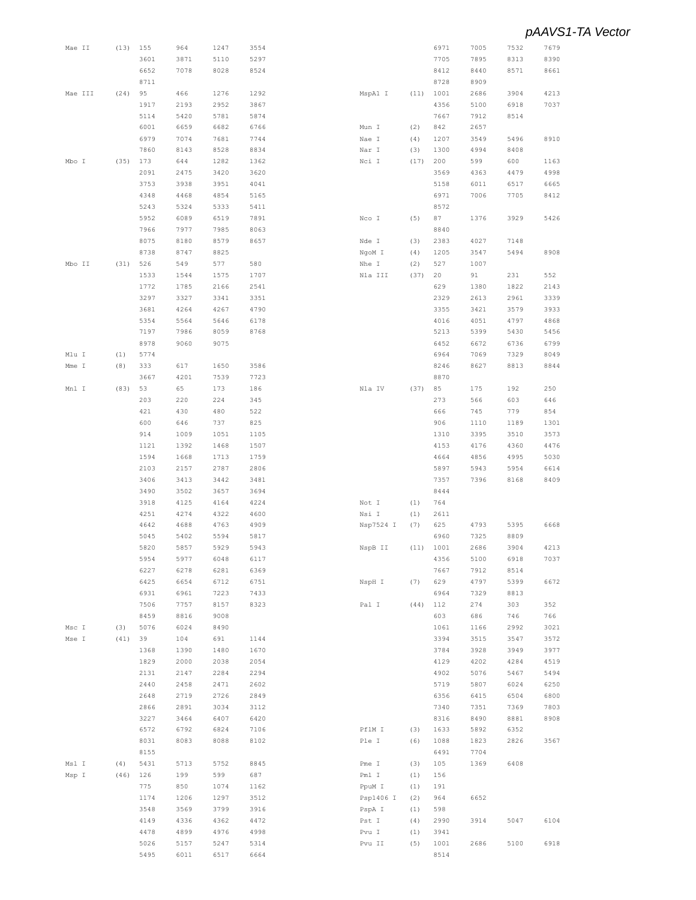| Enzyme | Count | Positions | | | |
|---|---|---|---|---|---|
| Mae II | (13) | 155 | 964 | 1247 | 3554 |
| | | 3601 | 3871 | 5110 | 5297 |
| | | 6652 | 7078 | 8028 | 8524 |
| | | 8711 | | | |
| Mae III | (24) | 95 | 466 | 1276 | 1292 |
| | | 1917 | 2193 | 2952 | 3867 |
| | | 5114 | 5420 | 5781 | 5874 |
| | | 6001 | 6659 | 6682 | 6766 |
| | | 6979 | 7074 | 7681 | 7744 |
| | | 7860 | 8143 | 8528 | 8834 |
| Mbo I | (35) | 173 | 644 | 1282 | 1362 |
| | | 2091 | 2475 | 3420 | 3620 |
| | | 3753 | 3938 | 3951 | 4041 |
| | | 4348 | 4468 | 4854 | 5165 |
| | | 5243 | 5324 | 5333 | 5411 |
| | | 5952 | 6089 | 6519 | 7891 |
| | | 7966 | 7977 | 7985 | 8063 |
| | | 8075 | 8180 | 8579 | 8657 |
| | | 8738 | 8747 | 8825 | |
| Mbo II | (31) | 526 | 549 | 577 | 580 |
| | | 1533 | 1544 | 1575 | 1707 |
| | | 1772 | 1785 | 2166 | 2541 |
| | | 3297 | 3327 | 3341 | 3351 |
| | | 3681 | 4264 | 4267 | 4790 |
| | | 5354 | 5564 | 5646 | 6178 |
| | | 7197 | 7986 | 8059 | 8768 |
| | | 8978 | 9060 | 9075 | |
| Mlu I | (1) | 5774 | | | |
| Mme I | (8) | 333 | 617 | 1650 | 3586 |
| | | 3667 | 4201 | 7539 | 7723 |
| Mnl I | (83) | 53 | 65 | 173 | 186 |
| | | 203 | 220 | 224 | 345 |
| | | 421 | 430 | 480 | 522 |
| | | 600 | 646 | 737 | 825 |
| | | 914 | 1009 | 1051 | 1105 |
| | | 1121 | 1392 | 1468 | 1507 |
| | | 1594 | 1668 | 1713 | 1759 |
| | | 2103 | 2157 | 2787 | 2806 |
| | | 3406 | 3413 | 3442 | 3481 |
| | | 3490 | 3502 | 3657 | 3694 |
| | | 3918 | 4125 | 4164 | 4224 |
| | | 4251 | 4274 | 4322 | 4600 |
| | | 4642 | 4688 | 4763 | 4909 |
| | | 5045 | 5402 | 5594 | 5817 |
| | | 5820 | 5857 | 5929 | 5943 |
| | | 5954 | 5977 | 6048 | 6117 |
| | | 6227 | 6278 | 6281 | 6369 |
| | | 6425 | 6654 | 6712 | 6751 |
| | | 6931 | 6961 | 7223 | 7433 |
| | | 7506 | 7757 | 8157 | 8323 |
| | | 8459 | 8816 | 9008 | |
| Msc I | (3) | 5076 | 6024 | 8490 | |
| Mse I | (41) | 39 | 104 | 691 | 1144 |
| | | 1368 | 1390 | 1480 | 1670 |
| | | 1829 | 2000 | 2038 | 2054 |
| | | 2131 | 2147 | 2284 | 2294 |
| | | 2440 | 2458 | 2471 | 2602 |
| | | 2648 | 2719 | 2726 | 2849 |
| | | 2866 | 2891 | 3034 | 3112 |
| | | 3227 | 3464 | 6407 | 6420 |
| | | 6572 | 6792 | 6824 | 7106 |
| | | 8031 | 8083 | 8088 | 8102 |
| | | 8155 | | | |
| Msl I | (4) | 5431 | 5713 | 5752 | 8845 |
| Msp I | (46) | 126 | 199 | 599 | 687 |
| | | 775 | 850 | 1074 | 1162 |
| | | 1174 | 1206 | 1297 | 3512 |
| | | 3548 | 3569 | 3799 | 3916 |
| | | 4149 | 4336 | 4362 | 4472 |
| | | 4478 | 4899 | 4976 | 4998 |
| | | 5026 | 5157 | 5247 | 5314 |
| | | 5495 | 6011 | 6517 | 6664 |
| | | 6971 | 7005 | 7532 | 7679 |
| | | 7705 | 7895 | 8313 | 8390 |
| | | 8412 | 8440 | 8571 | 8661 |
| | | 8728 | 8909 | | |
| MspA1 I | (11) | 1001 | 2686 | 3904 | 4213 |
| | | 4356 | 5100 | 6918 | 7037 |
| | | 7667 | 7912 | 8514 | |
| Mun I | (2) | 842 | 2657 | | |
| Nae I | (4) | 1207 | 3549 | 5496 | 8910 |
| Nar I | (3) | 1300 | 4994 | 8408 | |
| Nci I | (17) | 200 | 599 | 600 | 1163 |
| | | 3569 | 4363 | 4479 | 4998 |
| | | 5158 | 6011 | 6517 | 6665 |
| | | 6971 | 7006 | 7705 | 8412 |
| | | 8572 | | | |
| Nco I | (5) | 87 | 1376 | 3929 | 5426 |
| | | 8840 | | | |
| Nde I | (3) | 2383 | 4027 | 7148 | |
| NgoM I | (4) | 1205 | 3547 | 5494 | 8908 |
| Nhe I | (2) | 527 | 1007 | | |
| Nla III | (37) | 20 | 91 | 231 | 552 |
| | | 629 | 1380 | 1822 | 2143 |
| | | 2329 | 2613 | 2961 | 3339 |
| | | 3355 | 3421 | 3579 | 3933 |
| | | 4016 | 4051 | 4797 | 4868 |
| | | 5213 | 5399 | 5430 | 5456 |
| | | 6452 | 6672 | 6736 | 6799 |
| | | 6964 | 7069 | 7329 | 8049 |
| | | 8246 | 8627 | 8813 | 8844 |
| | | 8870 | | | |
| Nla IV | (37) | 85 | 175 | 192 | 250 |
| | | 273 | 566 | 603 | 646 |
| | | 666 | 745 | 779 | 854 |
| | | 906 | 1110 | 1189 | 1301 |
| | | 1310 | 3395 | 3510 | 3573 |
| | | 4153 | 4176 | 4360 | 4476 |
| | | 4664 | 4856 | 4995 | 5030 |
| | | 5897 | 5943 | 5954 | 6614 |
| | | 7357 | 7396 | 8168 | 8409 |
| | | 8444 | | | |
| Not I | (1) | 764 | | | |
| Nsi I | (1) | 2611 | | | |
| Nsp7524 I | (7) | 625 | 4793 | 5395 | 6668 |
| | | 6960 | 7325 | 8809 | |
| NspB II | (11) | 1001 | 2686 | 3904 | 4213 |
| | | 4356 | 5100 | 6918 | 7037 |
| | | 7667 | 7912 | 8514 | |
| NspH I | (7) | 629 | 4797 | 5399 | 6672 |
| | | 6964 | 7329 | 8813 | |
| Pal I | (44) | 112 | 274 | 303 | 352 |
| | | 603 | 686 | 746 | 766 |
| | | 1061 | 1166 | 2992 | 3021 |
| | | 3394 | 3515 | 3547 | 3572 |
| | | 3784 | 3928 | 3949 | 3977 |
| | | 4129 | 4202 | 4284 | 4519 |
| | | 4902 | 5076 | 5467 | 5494 |
| | | 5719 | 5807 | 6024 | 6250 |
| | | 6356 | 6415 | 6504 | 6800 |
| | | 7340 | 7351 | 7369 | 7803 |
| | | 8316 | 8490 | 8881 | 8908 |
| PflM I | (3) | 1633 | 5892 | 6352 | |
| Ple I | (6) | 1088 | 1823 | 2826 | 3567 |
| | | 6491 | 7704 | | |
| Pme I | (3) | 105 | 1369 | 6408 | |
| Pml I | (1) | 156 | | | |
| PpuM I | (1) | 191 | | | |
| Psp1406 I | (2) | 964 | 6652 | | |
| PspA I | (1) | 598 | | | |
| Pst I | (4) | 2990 | 3914 | 5047 | 6104 |
| Pvu I | (1) | 3941 | | | |
| Pvu II | (5) | 1001 | 2686 | 5100 | 6918 |
| | | 8514 | | | |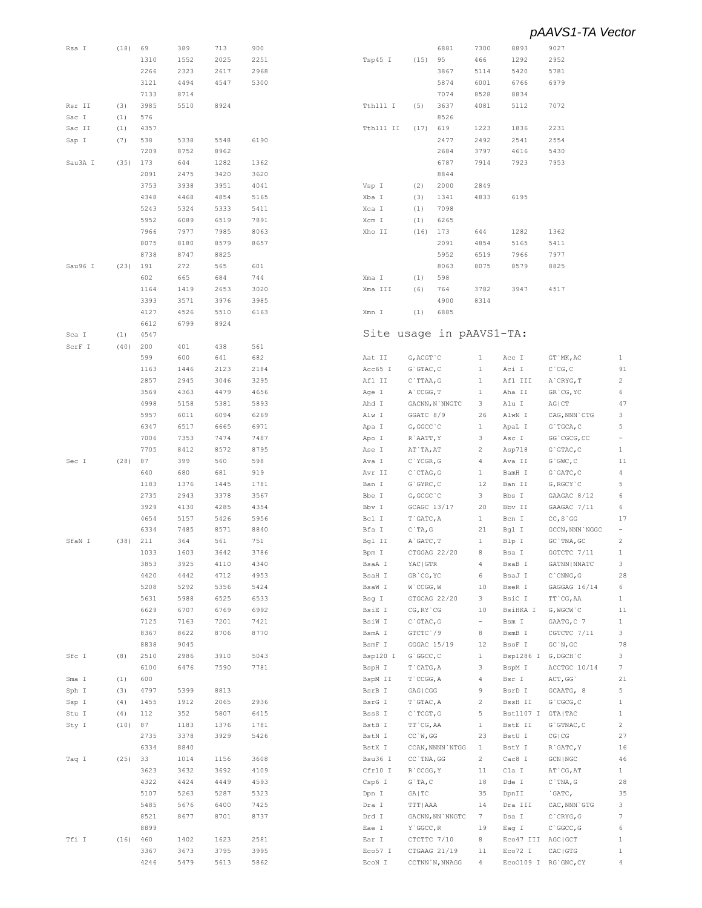| Enzyme | Count | Positions | | | |
|---|---|---|---|---|---|
| Rsa I | (18) | 69 | 389 | 713 | 900 |
| | | 1310 | 1552 | 2025 | 2251 |
| | | 2266 | 2323 | 2617 | 2968 |
| | | 3121 | 4494 | 4547 | 5300 |
| | | 7133 | 8714 | | |
| Rsr II | (3) | 3985 | 5510 | 8924 | |
| Sac I | (1) | 576 | | | |
| Sac II | (1) | 4357 | | | |
| Sap I | (7) | 538 | 5338 | 5548 | 6190 |
| | | 7209 | 8752 | 8962 | |
| Sau3A I | (35) | 173 | 644 | 1282 | 1362 |
| | | 2091 | 2475 | 3420 | 3620 |
| | | 3753 | 3938 | 3951 | 4041 |
| | | 4348 | 4468 | 4854 | 5165 |
| | | 5243 | 5324 | 5333 | 5411 |
| | | 5952 | 6089 | 6519 | 7891 |
| | | 7966 | 7977 | 7985 | 8063 |
| | | 8075 | 8180 | 8579 | 8657 |
| | | 8738 | 8747 | 8825 | |
| Sau96 I | (23) | 191 | 272 | 565 | 601 |
| | | 602 | 665 | 684 | 744 |
| | | 1164 | 1419 | 2653 | 3020 |
| | | 3393 | 3571 | 3976 | 3985 |
| | | 4127 | 4526 | 5510 | 6163 |
| | | 6612 | 6799 | 8924 | |
| Sca I | (1) | 4547 | | | |
| ScrF I | (40) | 200 | 401 | 438 | 561 |
| | | 599 | 600 | 641 | 682 |
| | | 1163 | 1446 | 2123 | 2184 |
| | | 2857 | 2945 | 3046 | 3295 |
| | | 3569 | 4363 | 4479 | 4656 |
| | | 4998 | 5158 | 5381 | 5893 |
| | | 5957 | 6011 | 6094 | 6269 |
| | | 6347 | 6517 | 6665 | 6971 |
| | | 7006 | 7353 | 7474 | 7487 |
| | | 7705 | 8412 | 8572 | 8795 |
| Sec I | (28) | 87 | 399 | 560 | 598 |
| | | 640 | 680 | 681 | 919 |
| | | 1183 | 1376 | 1445 | 1781 |
| | | 2735 | 2943 | 3378 | 3567 |
| | | 3929 | 4130 | 4285 | 4354 |
| | | 4654 | 5157 | 5426 | 5956 |
| | | 6334 | 7485 | 8571 | 8840 |
| SfaN I | (38) | 211 | 364 | 561 | 751 |
| | | 1033 | 1603 | 3642 | 3786 |
| | | 3853 | 3925 | 4110 | 4340 |
| | | 4420 | 4442 | 4712 | 4953 |
| | | 5208 | 5292 | 5356 | 5424 |
| | | 5631 | 5988 | 6525 | 6533 |
| | | 6629 | 6707 | 6769 | 6992 |
| | | 7125 | 7163 | 7201 | 7421 |
| | | 8367 | 8622 | 8706 | 8770 |
| | | 8838 | 9045 | | |
| Sfc I | (8) | 2510 | 2986 | 3910 | 5043 |
| | | 6100 | 6476 | 7590 | 7781 |
| Sma I | (1) | 600 | | | |
| Sph I | (3) | 4797 | 5399 | 8813 | |
| Ssp I | (4) | 1455 | 1912 | 2065 | 2936 |
| Stu I | (4) | 112 | 352 | 5807 | 6415 |
| Sty I | (10) | 87 | 1183 | 1376 | 1781 |
| | | 2735 | 3378 | 3929 | 5426 |
| | | 6334 | 8840 | | |
| Taq I | (25) | 33 | 1014 | 1156 | 3608 |
| | | 3623 | 3632 | 3692 | 4109 |
| | | 4322 | 4424 | 4449 | 4593 |
| | | 5107 | 5263 | 5287 | 5323 |
| | | 5485 | 5676 | 6400 | 7425 |
| | | 8521 | 8677 | 8701 | 8737 |
| | | 8899 | | | |
| Tfi I | (16) | 460 | 1402 | 1623 | 2581 |
| | | 3367 | 3673 | 3795 | 3995 |
| | | 4246 | 5479 | 5613 | 5862 |
| | | 6881 | 7300 | 8893 | 9027 |
| Tsp45 I | (15) | 95 | 466 | 1292 | 2952 |
| | | 3867 | 5114 | 5420 | 5781 |
| | | 5874 | 6001 | 6766 | 6979 |
| | | 7074 | 8528 | 8834 | |
| Tth111 I | (5) | 3637 | 4081 | 5112 | 7072 |
| | | 8526 | | | |
| Tth111 II | (17) | 619 | 1223 | 1836 | 2231 |
| | | 2477 | 2492 | 2541 | 2554 |
| | | 2684 | 3797 | 4616 | 5430 |
| | | 6787 | 7914 | 7923 | 7953 |
| | | 8844 | | | |
| Vsp I | (2) | 2000 | 2849 | | |
| Xba I | (3) | 1341 | 4833 | 6195 | |
| Xca I | (1) | 7098 | | | |
| Xcm I | (1) | 6265 | | | |
| Xho II | (16) | 173 | 644 | 1282 | 1362 |
| | | 2091 | 4854 | 5165 | 5411 |
| | | 5952 | 6519 | 7966 | 7977 |
| | | 8063 | 8075 | 8579 | 8825 |
| Xma I | (1) | 598 | | | |
| Xma III | (6) | 764 | 3782 | 3947 | 4517 |
| | | 4900 | 8314 | | |
| Xmn I | (1) | 6885 | | | |

## Site usage in pAAVS1-TA:

| Enzyme | Site | Count | Enzyme | Site | Count |
|---|---|---|---|---|---|
| Aat II | G,ACGT`C | 1 | Acc I | GT`MK,AC | 1 |
| Acc65 I | G`GTAC,C | 1 | Aci I | C`CG,C | 91 |
| Afl II | C`TTAA,G | 1 | Afl III | A`CRYG,T | 2 |
| Age I | A`CCGG,T | 1 | Aha II | GR`CG,YC | 6 |
| Ahd I | GACNN,N`NNGTC | 3 | Alu I | AG\|CT | 47 |
| Alw I | GGATC 8/9 | 26 | AlwN I | CAG,NNN`CTG | 3 |
| Apa I | G,GGCC`C | 1 | ApaL I | G`TGCA,C | 5 |
| Apo I | R`AATT,Y | 3 | Asc I | GG`CGCG,CC | - |
| Ase I | AT`TA,AT | 2 | Asp718 | G`GTAC,C | 1 |
| Ava I | C`YCGR,G | 4 | Ava II | G`GWC,C | 11 |
| Avr II | C`CTAG,G | 1 | BamH I | G`GATC,C | 4 |
| Ban I | G`GYRC,C | 12 | Ban II | G,RGCY`C | 5 |
| Bbe I | G,GCGC`C | 3 | Bbs I | GAAGAC 8/12 | 6 |
| Bbv I | GCAGC 13/17 | 20 | Bbv II | GAAGAC 7/11 | 6 |
| Bcl I | T`GATC,A | 1 | Bcn I | CC,S`GG | 17 |
| Bfa I | C`TA,G | 21 | Bgl I | GCCN,NNN`NGGC | - |
| Bgl II | A`GATC,T | 1 | Blp I | GC`TNA,GC | 2 |
| Bpm I | CTGGAG 22/20 | 8 | Bsa I | GGTCTC 7/11 | 1 |
| BsaA I | YAC\|GTR | 4 | BsaB I | GATNN\|NNATC | 3 |
| BsaH I | GR`CG,YC | 6 | BsaJ I | C`CNNG,G | 28 |
| BsaW I | W`CCGG,W | 10 | BseR I | GAGGAG 16/14 | 6 |
| Bsg I | GTGCAG 22/20 | 3 | BsiC I | TT`CG,AA | 1 |
| BsiE I | CG,RY`CG | 10 | BsiHKA I | G,WGCW`C | 11 |
| BsiW I | C`GTAC,G | - | Bsm I | GAATG,C 7 | 1 |
| BsmA I | GTCTC`/9 | 8 | BsmB I | CGTCTC 7/11 | 3 |
| BsmF I | GGGAC 15/19 | 12 | BsoF I | GC`N,GC | 78 |
| Bsp120 I | G`GGCC,C | 1 | Bsp1286 I | G,DGCH`C | 3 |
| BspH I | T`CATG,A | 3 | BspM I | ACCTGC 10/14 | 7 |
| BspM II | T`CCGG,A | 4 | Bsr I | ACT,GG` | 21 |
| BsrB I | GAG\|CGG | 9 | BsrD I | GCAATG, 8 | 5 |
| BsrG I | T`GTAC,A | 2 | BssH II | G`CGCG,C | 1 |
| BssS I | C`TCGT,G | 5 | Bst1107 I | GTA\|TAC | 1 |
| BstB I | TT`CG,AA | 1 | BstE II | G`GTNAC,C | 2 |
| BstN I | CC`W,GG | 23 | BstU I | CG\|CG | 27 |
| BstX I | CCAN,NNNN`NTGG | 1 | BstY I | R`GATC,Y | 16 |
| Bsu36 I | CC`TNA,GG | 2 | Cac8 I | GCN\|NGC | 46 |
| Cfr10 I | R`CCGG,Y | 11 | Cla I | AT`CG,AT | 1 |
| Csp6 I | G`TA,C | 18 | Dde I | C`TNA,G | 28 |
| Dpn I | GA\|TC | 35 | DpnII | `GATC, | 35 |
| Dra I | TTT\|AAA | 14 | Dra III | CAC,NNN`GTG | 3 |
| Drd I | GACNN,NN`NNGTC | 7 | Dsa I | C`CRYG,G | 7 |
| Eae I | Y`GGCC,R | 19 | Eag I | C`GGCC,G | 6 |
| Ear I | CTCTTC 7/10 | 8 | Eco47 III | AGC\|GCT | 1 |
| Eco57 I | CTGAAG 21/19 | 11 | Eco72 I | CAC\|GTG | 1 |
| EcoN I | CCTNN`N,NNAGG | 4 | EcoO109 I | RG`GNC,CY | 4 |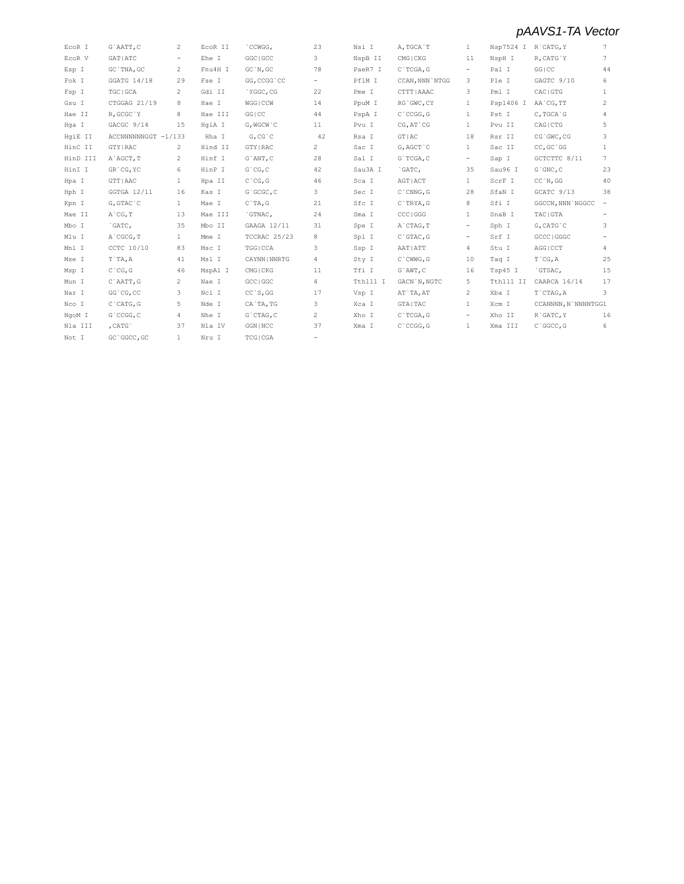## pAAVS1-TA Vector

| | | | | | | | | | | | |
|---|---|---|---|---|---|---|---|---|---|---|---|
| EcoR I | G`AATT,C | 2 | EcoR II | `CCWGG, | 23 | Nsi I | A,TGCA`T | 1 | Nsp7524 I | R`CATG,Y | 7 |
| EcoR V | GAT\|ATC | - | Ehe I | GGC\|GCC | 3 | NspB II | CMG\|CKG | 11 | NspH I | R,CATG`Y | 7 |
| Esp I | GC`TNA,GC | 2 | Fnu4H I | GC`N,GC | 78 | PaeR7 I | C`TCGA,G | - | Pal I | GG\|CC | 44 |
| Fok I | GGATG 14/18 | 29 | Fse I | GG,CCGG`CC | - | PflM I | CCAN,NNN`NTGG | 3 | Ple I | GAGTC 9/10 | 6 |
| Fsp I | TGC\|GCA | 2 | Gdi II | `YGGC,CG | 22 | Pme I | CTTT\|AAAC | 3 | Pml I | CAC\|GTG | 1 |
| Gsu I | CTGGAG 21/19 | 8 | Hae I | WGG\|CCW | 14 | PpuM I | RG`GWC,CY | 1 | Psp1406 I | AA`CG,TT | 2 |
| Hae II | R,GCGC`Y | 8 | Hae III | GG\|CC | 44 | PspA I | C`CCGG,G | 1 | Pst I | C,TGCA`G | 4 |
| Hga I | GACGC 9/14 | 15 | HgiA I | G,WGCW`C | 11 | Pvu I | CG,AT`CG | 1 | Pvu II | CAG\|CTG | 5 |
| HgiE II | ACCNNNNNNGGT -1/133 | | Hha I | G,CG`C | 42 | Rsa I | GT\|AC | 18 | Rsr II | CG`GWC,CG | 3 |
| HinC II | GTY\|RAC | 2 | Hind II | GTY\|RAC | 2 | Sac I | G,AGCT`C | 1 | Sac II | CC,GC`GG | 1 |
| HinD III | A`AGCT,T | 2 | Hinf I | G`ANT,C | 28 | Sal I | G`TCGA,C | - | Sap I | GCTCTTC 8/11 | 7 |
| HinI I | GR`CG,YC | 6 | HinP I | G`CG,C | 42 | Sau3A I | `GATC, | 35 | Sau96 I | G`GNC,C | 23 |
| Hpa I | GTT\|AAC | 1 | Hpa II | C`CG,G | 46 | Sca I | AGT\|ACT | 1 | ScrF I | CC`N,GG | 40 |
| Hph I | GGTGA 12/11 | 16 | Kas I | G`GCGC,C | 3 | Sec I | C`CNNG,G | 28 | SfaN I | GCATC 9/13 | 38 |
| Kpn I | G,GTAC`C | 1 | Mae I | C`TA,G | 21 | Sfc I | C`TRYA,G | 8 | Sfi I | GGCCN,NNN`NGGCC | - |
| Mae II | A`CG,T | 13 | Mae III | `GTNAC, | 24 | Sma I | CCC\|GGG | 1 | SnaB I | TAC\|GTA | - |
| Mbo I | `GATC, | 35 | Mbo II | GAAGA 12/11 | 31 | Spe I | A`CTAG,T | - | Sph I | G,CATG`C | 3 |
| Mlu I | A`CGCG,T | 1 | Mme I | TCCRAC 25/23 | 8 | Spl I | C`GTAC,G | - | Srf I | GCCC\|GGGC | - |
| Mnl I | CCTC 10/10 | 83 | Msc I | TGG\|CCA | 3 | Ssp I | AAT\|ATT | 4 | Stu I | AGG\|CCT | 4 |
| Mse I | T`TA,A | 41 | Msl I | CAYNN\|NNRTG | 4 | Sty I | C`CWWG,G | 10 | Taq I | T`CG,A | 25 |
| Msp I | C`CG,G | 46 | MspA1 I | CMG\|CKG | 11 | Tfi I | G`AWT,C | 16 | Tsp45 I | `GTSAC, | 15 |
| Mun I | C`AATT,G | 2 | Nae I | GCC\|GGC | 4 | Tth111 I | GACN`N,NGTC | 5 | Tth111 II | CAARCA 16/14 | 17 |
| Nar I | GG`CG,CC | 3 | Nci I | CC`S,GG | 17 | Vsp I | AT`TA,AT | 2 | Xba I | T`CTAG,A | 3 |
| Nco I | C`CATG,G | 5 | Nde I | CA`TA,TG | 3 | Xca I | GTA\|TAC | 1 | Xcm I | CCANNNN,N`NNNNTGG1 | |
| NgoM I | G`CCGG,C | 4 | Nhe I | G`CTAG,C | 2 | Xho I | C`TCGA,G | - | Xho II | R`GATC,Y | 16 |
| Nla III | ,CATG` | 37 | Nla IV | GGN\|NCC | 37 | Xma I | C`CCGG,G | 1 | Xma III | C`GGCC,G | 6 |
| Not I | GC`GGCC,GC | 1 | Nru I | TCG\|CGA | - | | | | | | |